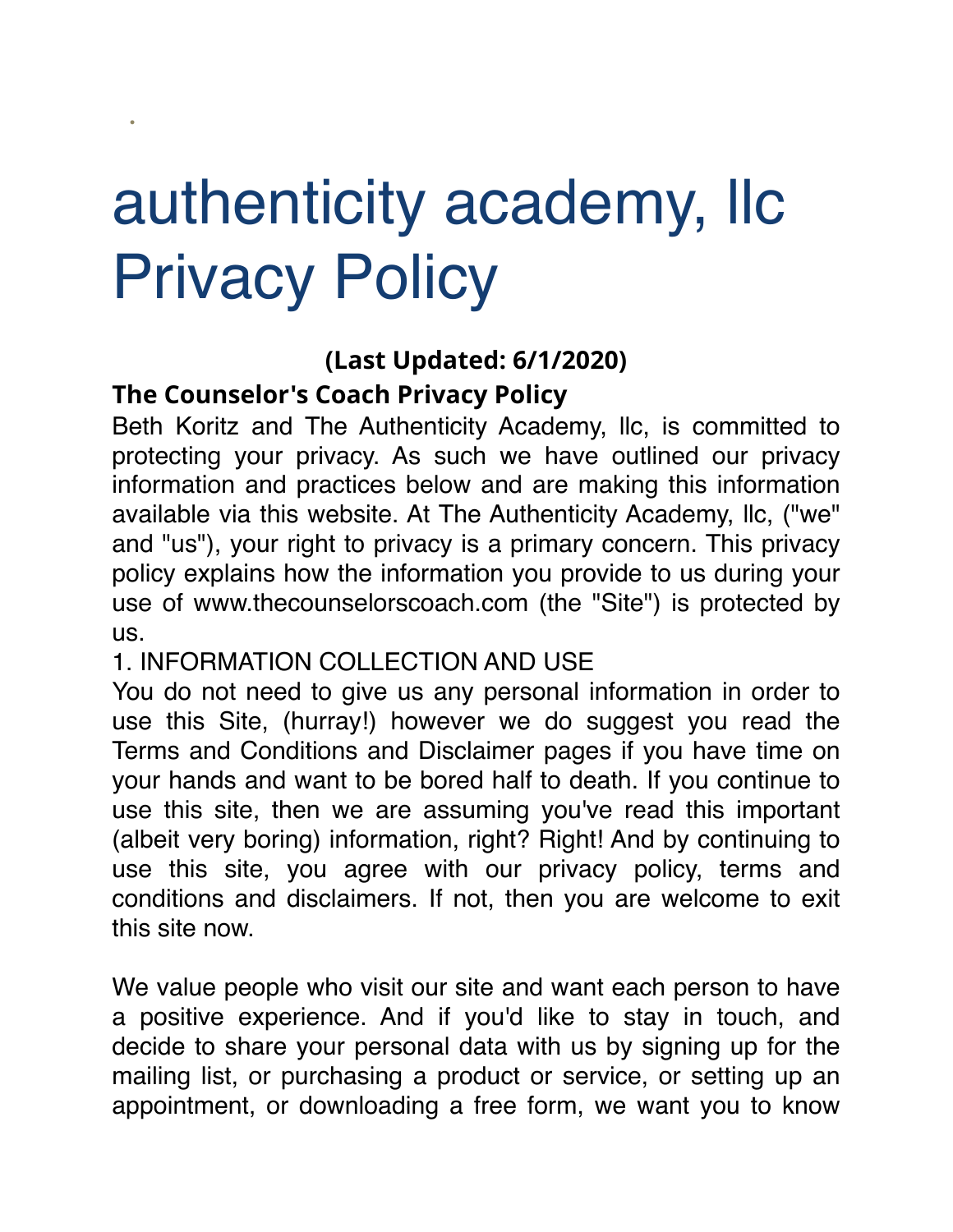# authenticity academy, llc Privacy Policy

**(Last Updated: 6/1/2020)**

## The Counselor's Coach Privacy Policy

Beth Koritz and The Authenticity Academy, llc, is committed to protecting your privacy. As such we have outlined our privacy information and practices below and are making this information available via this website. At The Authenticity Academy, llc, ("we" and "us"), your right to privacy is a primary concern. This privacy policy explains how the information you provide to us during your use of www.thecounselorscoach.com (the "Site") is protected by us.

1. INFORMATION COLLECTION AND USE

You do not need to give us any personal information in order to use this Site, (hurray!) however we do suggest you read the Terms and Conditions and Disclaimer pages if you have time on your hands and want to be bored half to death. If you continue to use this site, then we are assuming you've read this important (albeit very boring) information, right? Right! And by continuing to use this site, you agree with our privacy policy, terms and conditions and disclaimers. If not, then you are welcome to exit this site now.

We value people who visit our site and want each person to have a positive experience. And if you'd like to stay in touch, and decide to share your personal data with us by signing up for the mailing list, or purchasing a product or service, or setting up an appointment, or downloading a free form, we want you to know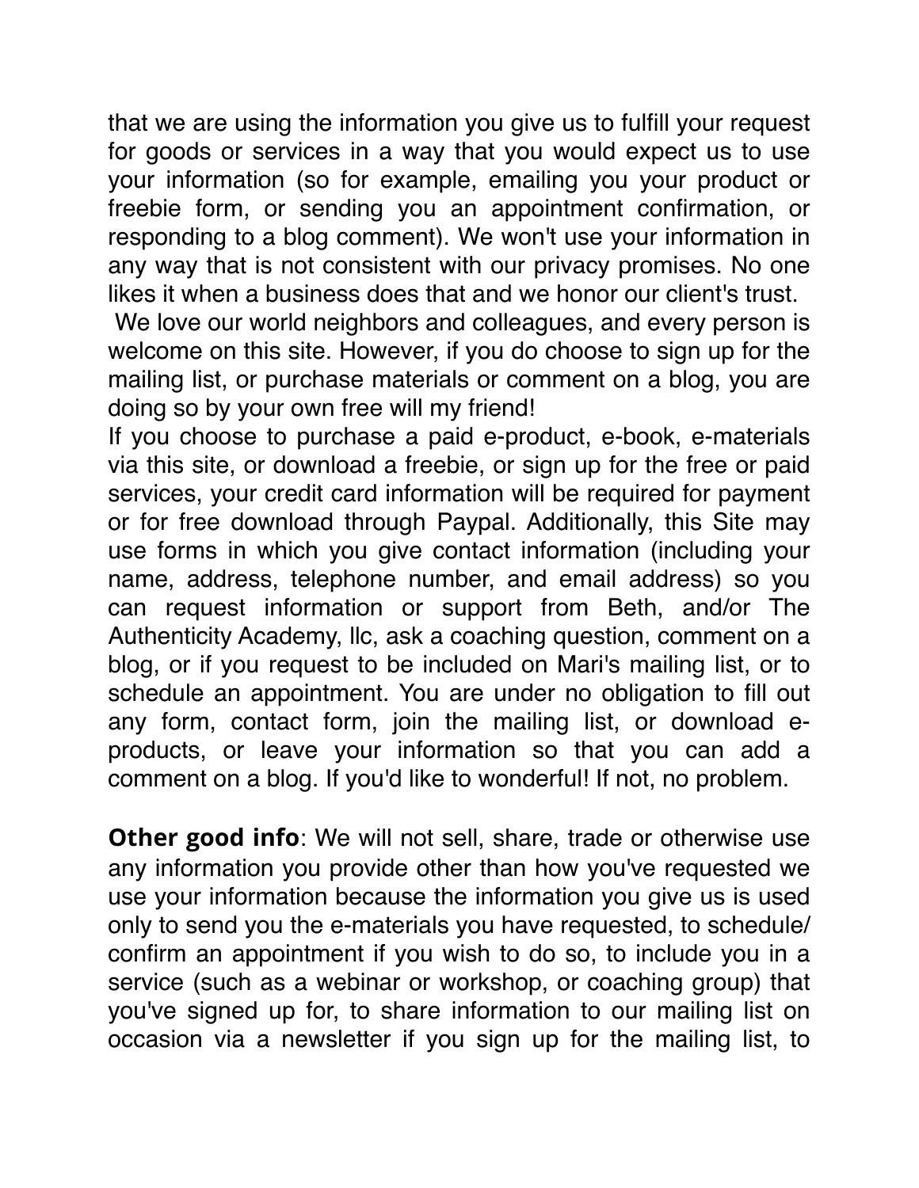that we are using the information you give us to fulfill your request for goods or services in a way that you would expect us to use your information (so for example, emailing you your product or freebie form, or sending you an appointment confirmation, or responding to a blog comment). We won't use your information in any way that is not consistent with our privacy promises. No one likes it when a business does that and we honor our client's trust.

We love our world neighbors and colleagues, and every person is welcome on this site. However, if you do choose to sign up for the mailing list, or purchase materials or comment on a blog, you are doing so by your own free will my friend!

If you choose to purchase a paid e-product, e-book, e-materials via this site, or download a freebie, or sign up for the free or paid services, your credit card information will be required for payment or for free download through Paypal. Additionally, this Site may use forms in which you give contact information (including your name, address, telephone number, and email address) so you can request information or support from Beth, and/or The Authenticity Academy, llc, ask a coaching question, comment on a blog, or if you request to be included on Mari's mailing list, or to schedule an appointment. You are under no obligation to fill out any form, contact form, join the mailing list, or download e-products, or leave your information so that you can add a comment on a blog. If you'd like to wonderful! If not, no problem.

**Other good info**: We will not sell, share, trade or otherwise use any information you provide other than how you've requested we use your information because the information you give us is used only to send you the e-materials you have requested, to schedule/confirm an appointment if you wish to do so, to include you in a service (such as a webinar or workshop, or coaching group) that you've signed up for, to share information to our mailing list on occasion via a newsletter if you sign up for the mailing list, to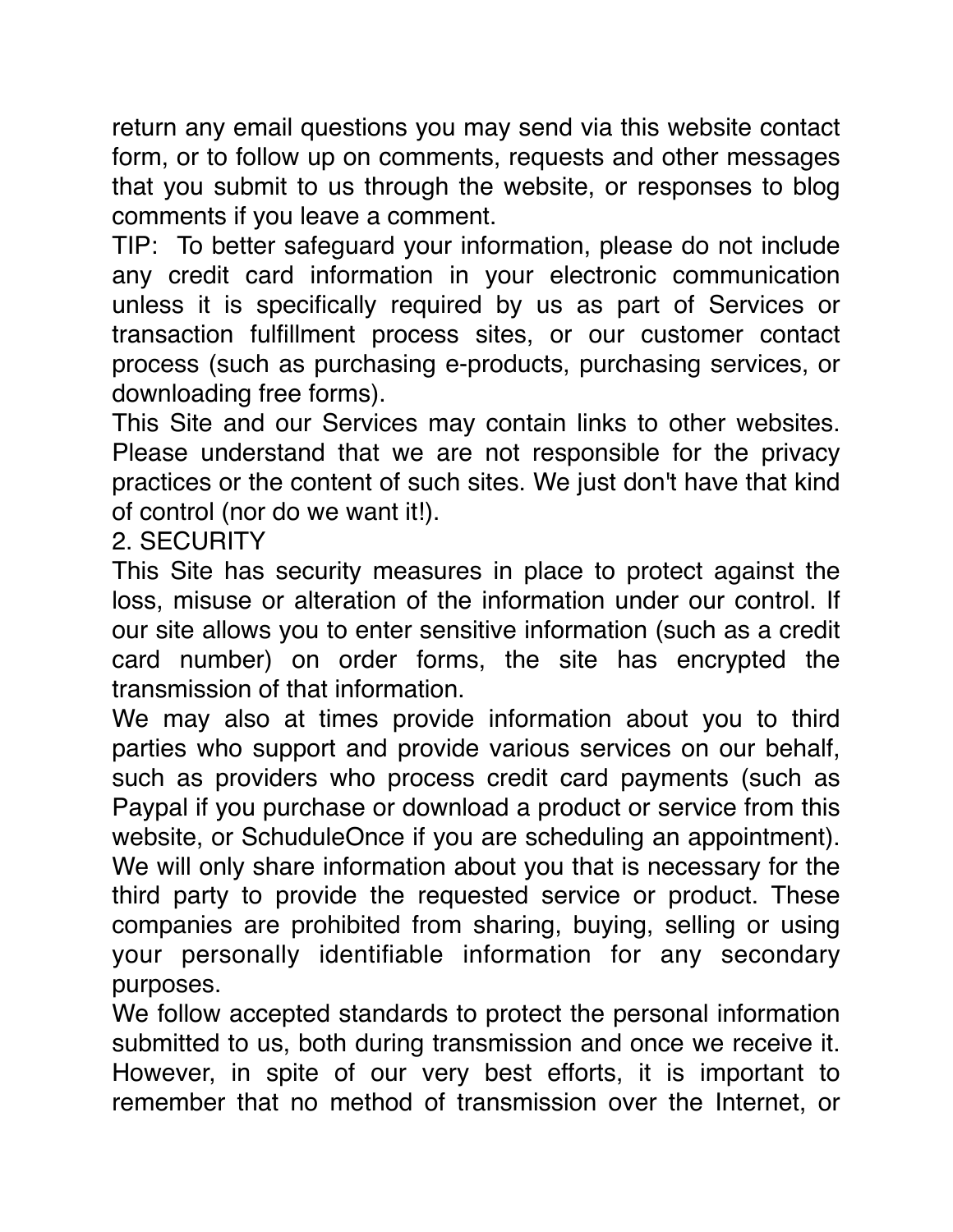return any email questions you may send via this website contact form, or to follow up on comments, requests and other messages that you submit to us through the website, or responses to blog comments if you leave a comment.

TIP: To better safeguard your information, please do not include any credit card information in your electronic communication unless it is specifically required by us as part of Services or transaction fulfillment process sites, or our customer contact process (such as purchasing e-products, purchasing services, or downloading free forms).

This Site and our Services may contain links to other websites. Please understand that we are not responsible for the privacy practices or the content of such sites. We just don't have that kind of control (nor do we want it!).

## 2. SECURITY

This Site has security measures in place to protect against the loss, misuse or alteration of the information under our control. If our site allows you to enter sensitive information (such as a credit card number) on order forms, the site has encrypted the transmission of that information.

We may also at times provide information about you to third parties who support and provide various services on our behalf, such as providers who process credit card payments (such as Paypal if you purchase or download a product or service from this website, or SchuduleOnce if you are scheduling an appointment). We will only share information about you that is necessary for the third party to provide the requested service or product. These companies are prohibited from sharing, buying, selling or using your personally identifiable information for any secondary purposes.

We follow accepted standards to protect the personal information submitted to us, both during transmission and once we receive it. However, in spite of our very best efforts, it is important to remember that no method of transmission over the Internet, or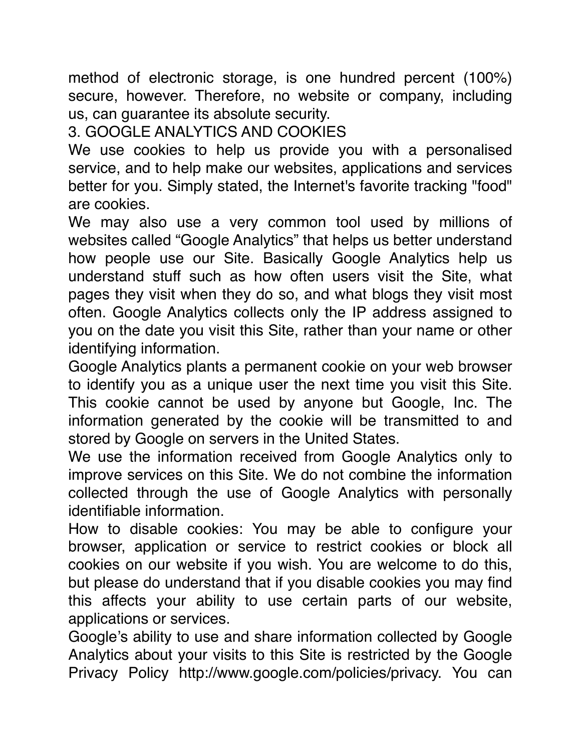method of electronic storage, is one hundred percent (100%) secure, however. Therefore, no website or company, including us, can guarantee its absolute security.

## 3. GOOGLE ANALYTICS AND COOKIES

We use cookies to help us provide you with a personalised service, and to help make our websites, applications and services better for you. Simply stated, the Internet's favorite tracking "food" are cookies.

We may also use a very common tool used by millions of websites called “Google Analytics” that helps us better understand how people use our Site. Basically Google Analytics help us understand stuff such as how often users visit the Site, what pages they visit when they do so, and what blogs they visit most often. Google Analytics collects only the IP address assigned to you on the date you visit this Site, rather than your name or other identifying information.

Google Analytics plants a permanent cookie on your web browser to identify you as a unique user the next time you visit this Site. This cookie cannot be used by anyone but Google, Inc. The information generated by the cookie will be transmitted to and stored by Google on servers in the United States.

We use the information received from Google Analytics only to improve services on this Site. We do not combine the information collected through the use of Google Analytics with personally identifiable information.

How to disable cookies: You may be able to configure your browser, application or service to restrict cookies or block all cookies on our website if you wish. You are welcome to do this, but please do understand that if you disable cookies you may find this affects your ability to use certain parts of our website, applications or services.

Google’s ability to use and share information collected by Google Analytics about your visits to this Site is restricted by the Google Privacy Policy http://www.google.com/policies/privacy. You can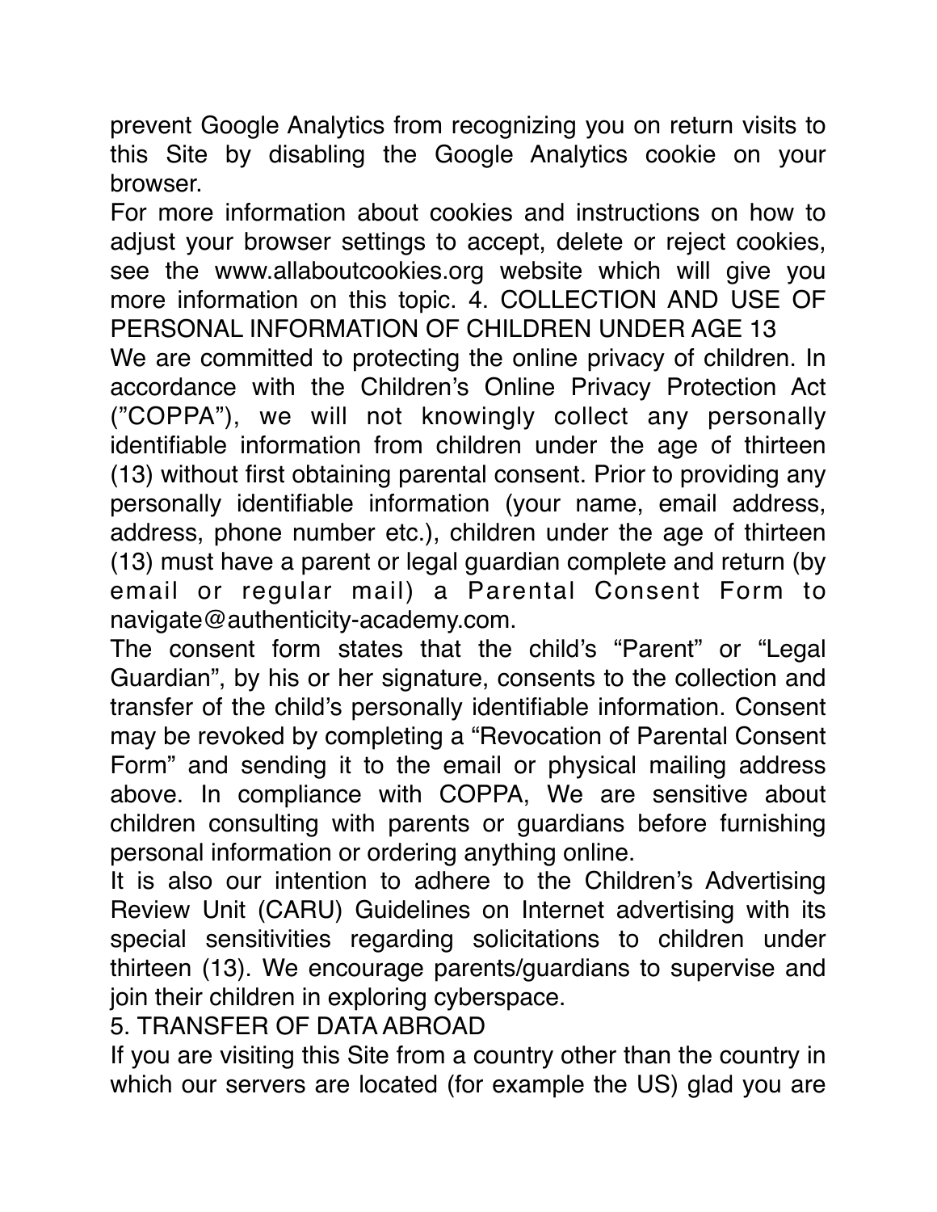prevent Google Analytics from recognizing you on return visits to this Site by disabling the Google Analytics cookie on your browser.

For more information about cookies and instructions on how to adjust your browser settings to accept, delete or reject cookies, see the www.allaboutcookies.org website which will give you more information on this topic. 4. COLLECTION AND USE OF PERSONAL INFORMATION OF CHILDREN UNDER AGE 13

We are committed to protecting the online privacy of children. In accordance with the Children's Online Privacy Protection Act ("COPPA"), we will not knowingly collect any personally identifiable information from children under the age of thirteen (13) without first obtaining parental consent. Prior to providing any personally identifiable information (your name, email address, address, phone number etc.), children under the age of thirteen (13) must have a parent or legal guardian complete and return (by email or regular mail) a Parental Consent Form to navigate@authenticity-academy.com.

The consent form states that the child's "Parent" or "Legal Guardian", by his or her signature, consents to the collection and transfer of the child's personally identifiable information. Consent may be revoked by completing a "Revocation of Parental Consent Form" and sending it to the email or physical mailing address above. In compliance with COPPA, We are sensitive about children consulting with parents or guardians before furnishing personal information or ordering anything online.

It is also our intention to adhere to the Children's Advertising Review Unit (CARU) Guidelines on Internet advertising with its special sensitivities regarding solicitations to children under thirteen (13). We encourage parents/guardians to supervise and join their children in exploring cyberspace.

## 5. TRANSFER OF DATA ABROAD

If you are visiting this Site from a country other than the country in which our servers are located (for example the US) glad you are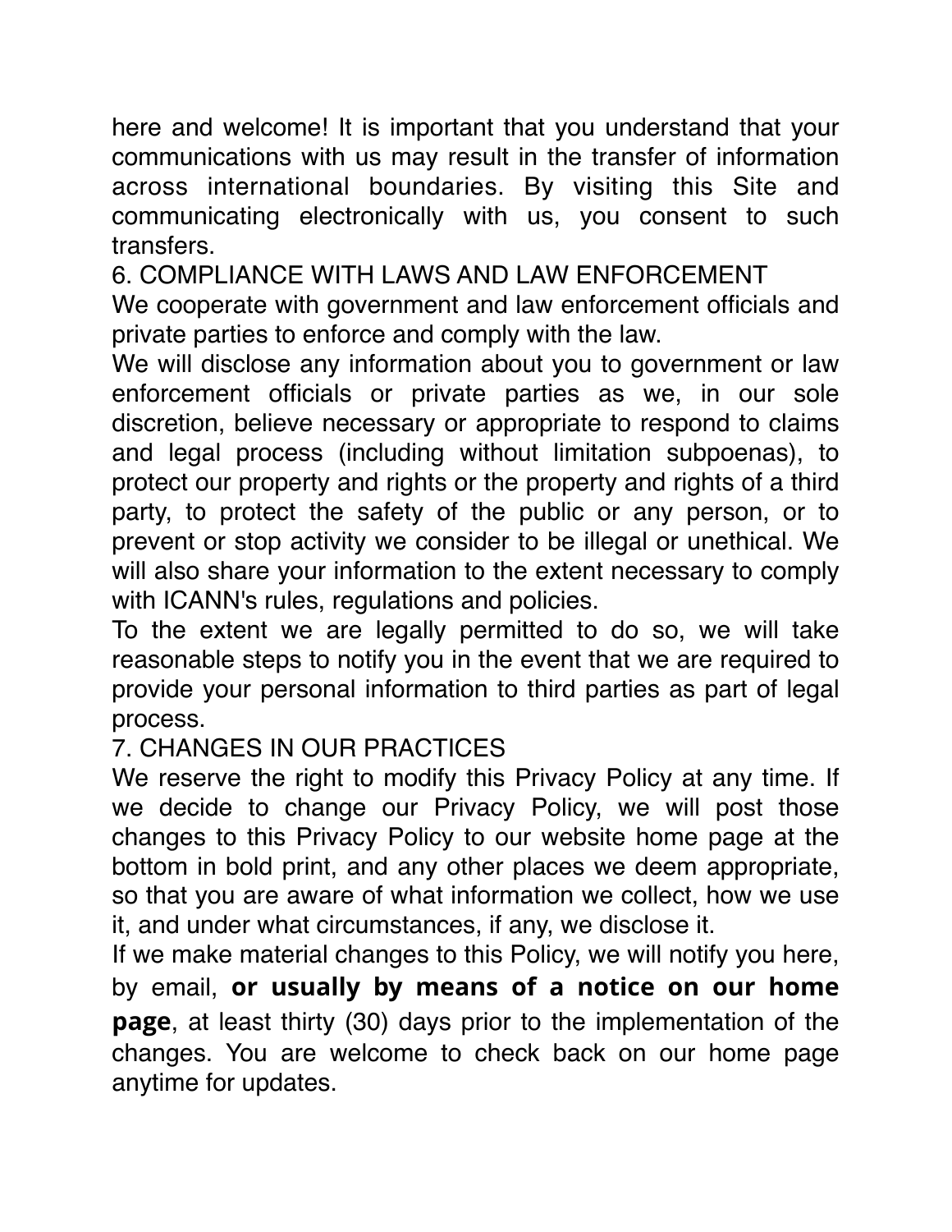here and welcome! It is important that you understand that your communications with us may result in the transfer of information across international boundaries. By visiting this Site and communicating electronically with us, you consent to such transfers.

## 6. COMPLIANCE WITH LAWS AND LAW ENFORCEMENT

We cooperate with government and law enforcement officials and private parties to enforce and comply with the law.

We will disclose any information about you to government or law enforcement officials or private parties as we, in our sole discretion, believe necessary or appropriate to respond to claims and legal process (including without limitation subpoenas), to protect our property and rights or the property and rights of a third party, to protect the safety of the public or any person, or to prevent or stop activity we consider to be illegal or unethical. We will also share your information to the extent necessary to comply with ICANN's rules, regulations and policies.

To the extent we are legally permitted to do so, we will take reasonable steps to notify you in the event that we are required to provide your personal information to third parties as part of legal process.

## 7. CHANGES IN OUR PRACTICES

We reserve the right to modify this Privacy Policy at any time. If we decide to change our Privacy Policy, we will post those changes to this Privacy Policy to our website home page at the bottom in bold print, and any other places we deem appropriate, so that you are aware of what information we collect, how we use it, and under what circumstances, if any, we disclose it.

If we make material changes to this Policy, we will notify you here, by email, **or usually by means of a notice on our home page**, at least thirty (30) days prior to the implementation of the changes. You are welcome to check back on our home page anytime for updates.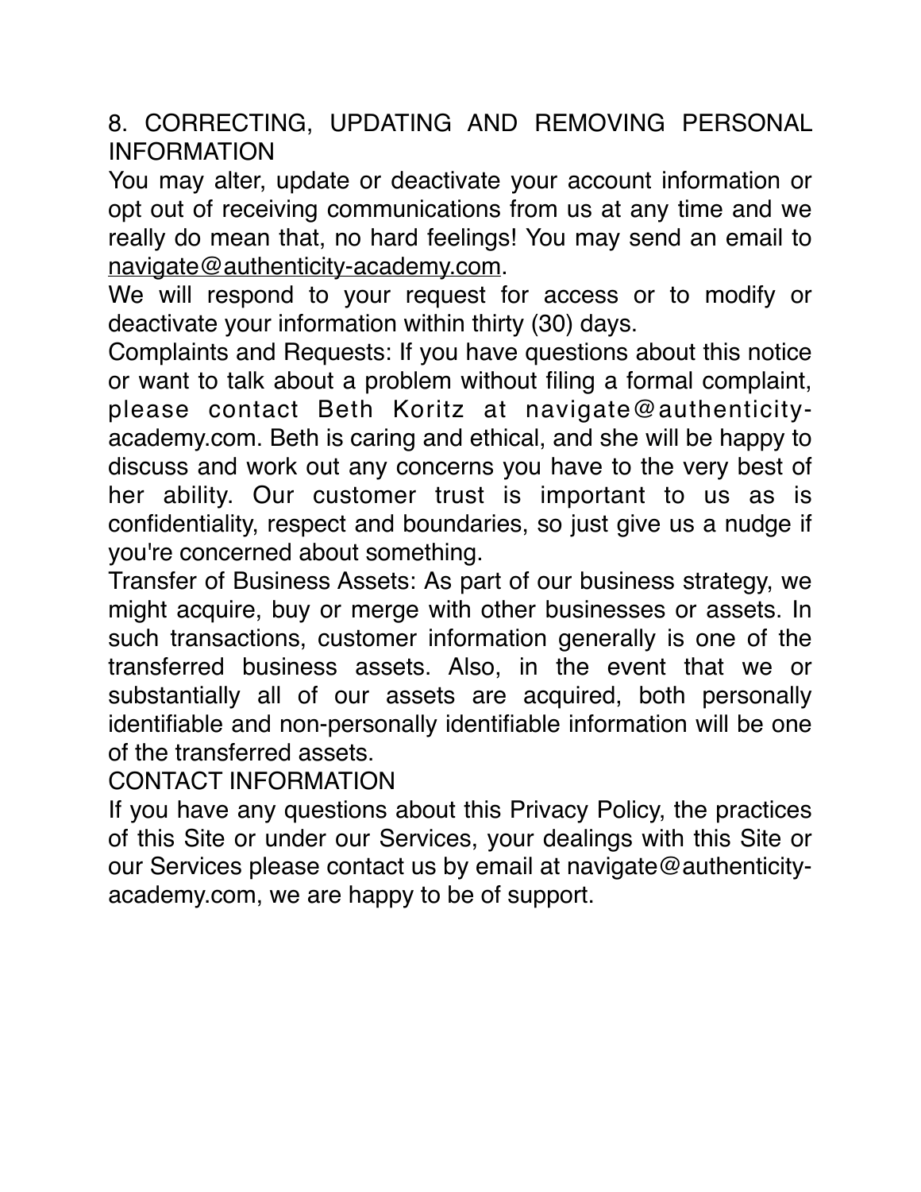## 8. CORRECTING, UPDATING AND REMOVING PERSONAL INFORMATION

You may alter, update or deactivate your account information or opt out of receiving communications from us at any time and we really do mean that, no hard feelings! You may send an email to navigate@authenticity-academy.com.

We will respond to your request for access or to modify or deactivate your information within thirty (30) days.

Complaints and Requests: If you have questions about this notice or want to talk about a problem without filing a formal complaint, please contact Beth Koritz at navigate@authenticity-academy.com. Beth is caring and ethical, and she will be happy to discuss and work out any concerns you have to the very best of her ability. Our customer trust is important to us as is confidentiality, respect and boundaries, so just give us a nudge if you're concerned about something.

Transfer of Business Assets: As part of our business strategy, we might acquire, buy or merge with other businesses or assets. In such transactions, customer information generally is one of the transferred business assets. Also, in the event that we or substantially all of our assets are acquired, both personally identifiable and non-personally identifiable information will be one of the transferred assets.

## CONTACT INFORMATION

If you have any questions about this Privacy Policy, the practices of this Site or under our Services, your dealings with this Site or our Services please contact us by email at navigate@authenticity-academy.com, we are happy to be of support.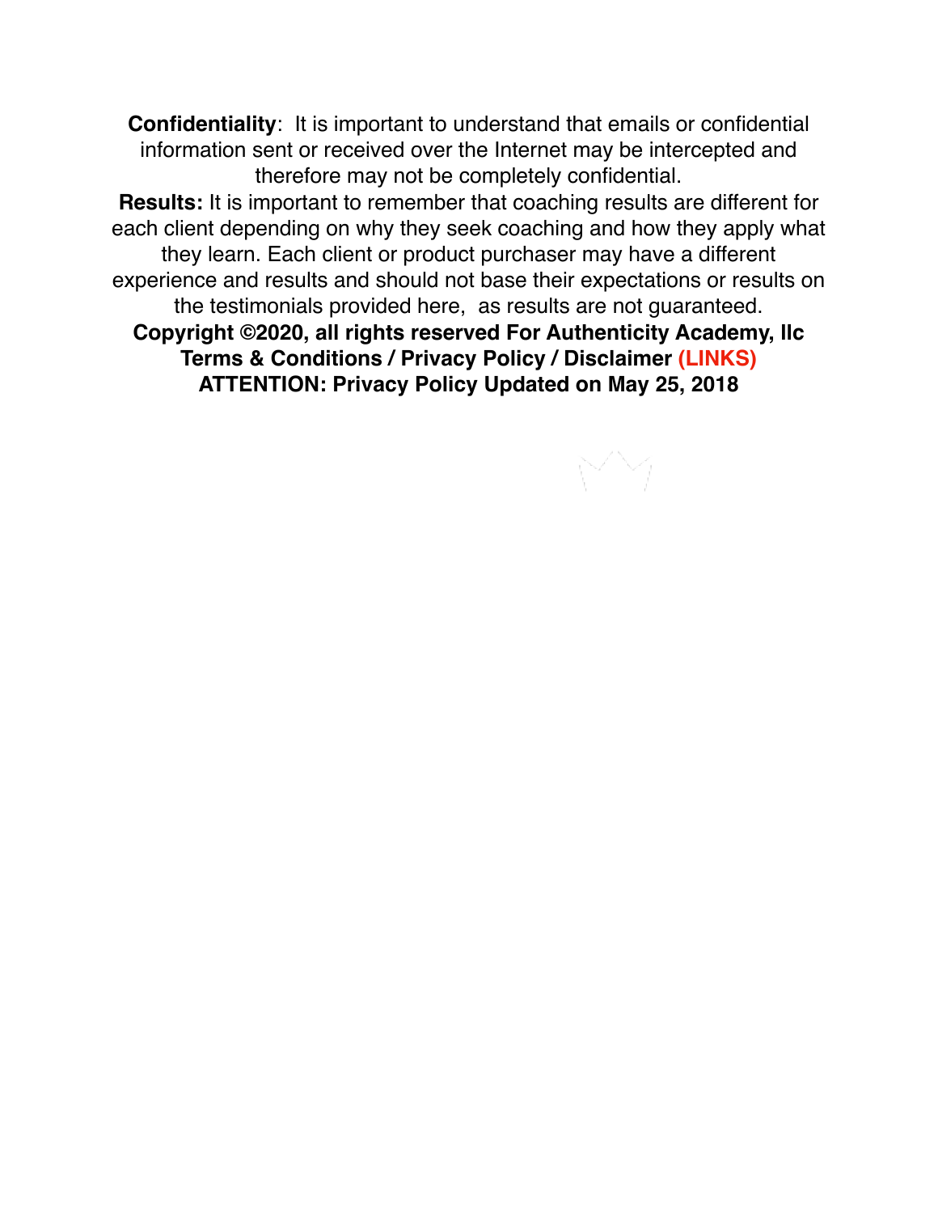**Confidentiality**: It is important to understand that emails or confidential information sent or received over the Internet may be intercepted and therefore may not be completely confidential.

**Results:** It is important to remember that coaching results are different for each client depending on why they seek coaching and how they apply what they learn. Each client or product purchaser may have a different experience and results and should not base their expectations or results on the testimonials provided here, as results are not guaranteed.

**Copyright ©2020, all rights reserved For Authenticity Academy, llc**

**Terms & Conditions / Privacy Policy / Disclaimer (LINKS)**

**ATTENTION: Privacy Policy Updated on May 25, 2018**